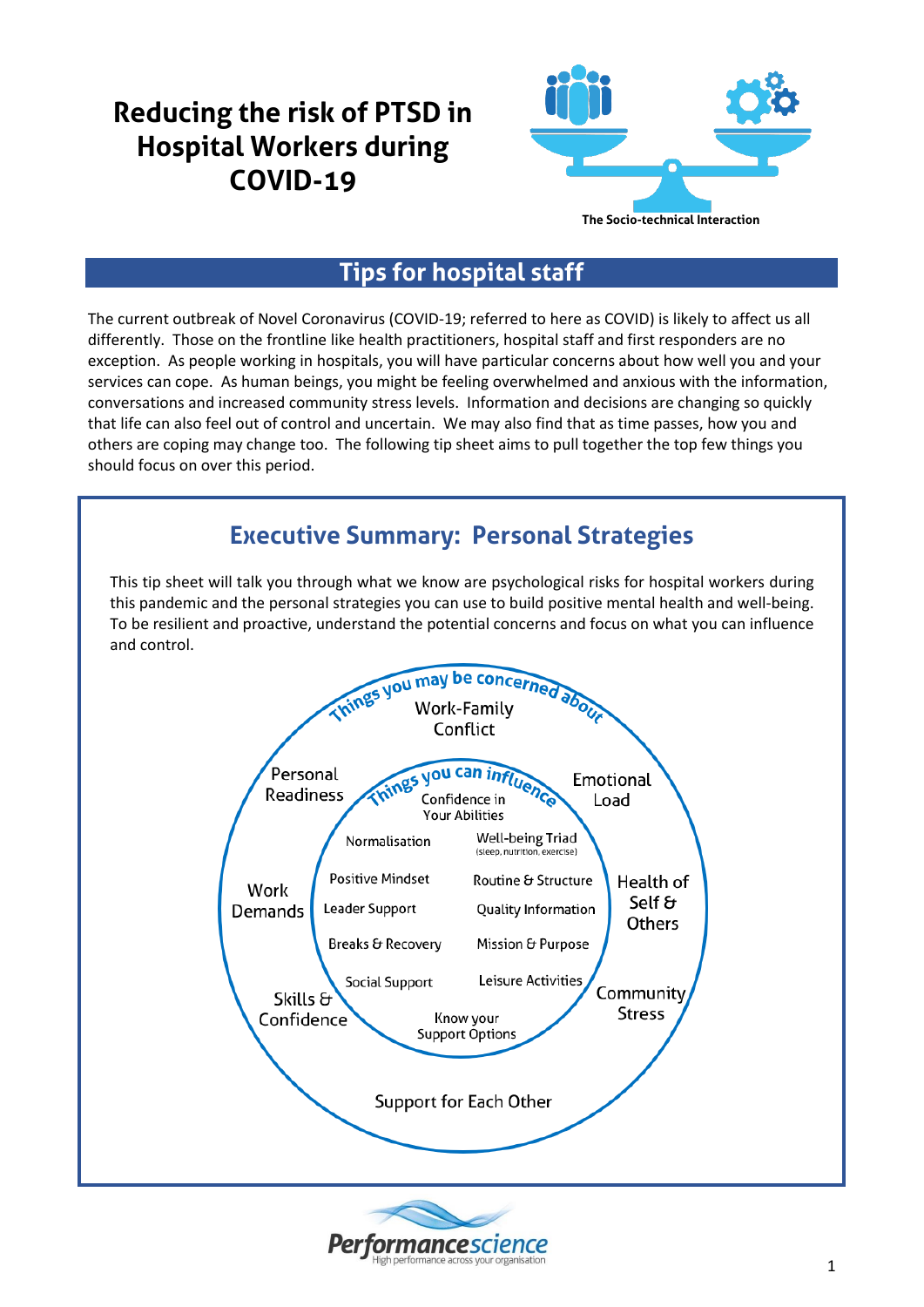# Reducing the risk of PTSD in Hospital Workers during COVID-19

The Socio-technical Interaction

## Tips for hospital staff

The current outbreak of Novel Coronavirus (COVID-19; referred to here as COVID) is likely to affect us all differently. Those on the frontline like health practitioners, hospital staff and first responders are no exception. As people working in hospitals, you will have particular concerns about how well you and your services can cope. As human beings, you might be feeling overwhelmed and anxious with the information, conversations and increased community stress levels. Information and decisions are changing so quickly that life can also feel out of control and uncertain. We may also find that as time passes, how you and others are coping may change too. The following tip sheet aims to pull together the top few things you should focus on over this period.

## Executive Summary: Personal Strategies

This tip sheet will talk you through what we know are psychological risks for hospital workers during this pandemic and the personal strategies you can use to build positive mental health and well-being. To be resilient and proactive, understand the potential concerns and focus on what you can influence and control.

**Things you may be concerned about**

- Work-Family Conflict
- Emotional Load
- Health of Self & Others
- Community Stress
- Support for Each Other
- Skills & Confidence
- Work Demands
- Personal Readiness

**Things you can influence**

- Confidence in Your Abilities
- Normalisation
- Well-being Triad (sleep, nutrition, exercise)
- Positive Mindset
- Routine & Structure
- Leader Support
- Quality Information
- Breaks & Recovery
- Mission & Purpose
- Social Support
- Leisure Activities
- Know your Support Options

Performancescience
High performance across your organisation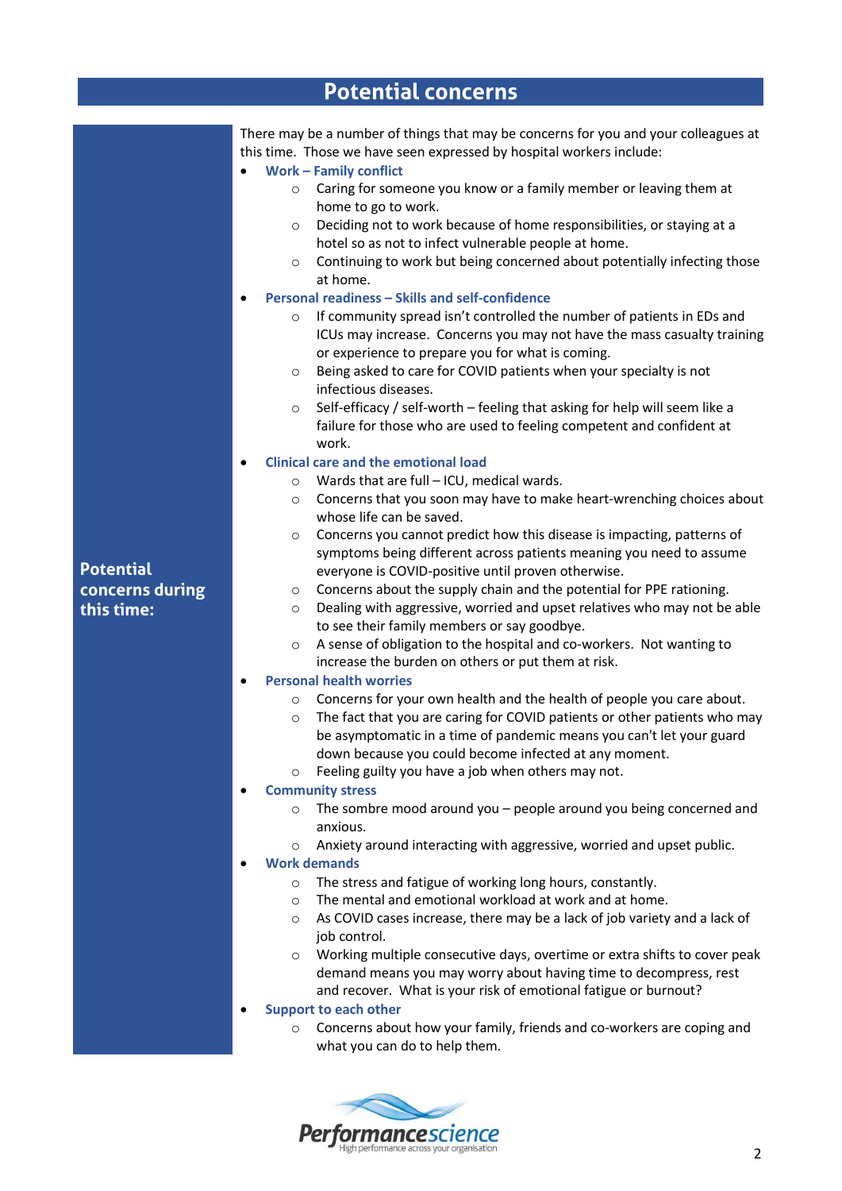# Potential concerns

**Potential concerns during this time:**

There may be a number of things that may be concerns for you and your colleagues at this time. Those we have seen expressed by hospital workers include:

- **Work – Family conflict**
    - Caring for someone you know or a family member or leaving them at home to go to work.
    - Deciding not to work because of home responsibilities, or staying at a hotel so as not to infect vulnerable people at home.
    - Continuing to work but being concerned about potentially infecting those at home.
- **Personal readiness – Skills and self-confidence**
    - If community spread isn't controlled the number of patients in EDs and ICUs may increase. Concerns you may not have the mass casualty training or experience to prepare you for what is coming.
    - Being asked to care for COVID patients when your specialty is not infectious diseases.
    - Self-efficacy / self-worth – feeling that asking for help will seem like a failure for those who are used to feeling competent and confident at work.
- **Clinical care and the emotional load**
    - Wards that are full – ICU, medical wards.
    - Concerns that you soon may have to make heart-wrenching choices about whose life can be saved.
    - Concerns you cannot predict how this disease is impacting, patterns of symptoms being different across patients meaning you need to assume everyone is COVID-positive until proven otherwise.
    - Concerns about the supply chain and the potential for PPE rationing.
    - Dealing with aggressive, worried and upset relatives who may not be able to see their family members or say goodbye.
    - A sense of obligation to the hospital and co-workers. Not wanting to increase the burden on others or put them at risk.
- **Personal health worries**
    - Concerns for your own health and the health of people you care about.
    - The fact that you are caring for COVID patients or other patients who may be asymptomatic in a time of pandemic means you can't let your guard down because you could become infected at any moment.
    - Feeling guilty you have a job when others may not.
- **Community stress**
    - The sombre mood around you – people around you being concerned and anxious.
    - Anxiety around interacting with aggressive, worried and upset public.
- **Work demands**
    - The stress and fatigue of working long hours, constantly.
    - The mental and emotional workload at work and at home.
    - As COVID cases increase, there may be a lack of job variety and a lack of job control.
    - Working multiple consecutive days, overtime or extra shifts to cover peak demand means you may worry about having time to decompress, rest and recover. What is your risk of emotional fatigue or burnout?
- **Support to each other**
    - Concerns about how your family, friends and co-workers are coping and what you can do to help them.

Performancescience
High performance across your organisation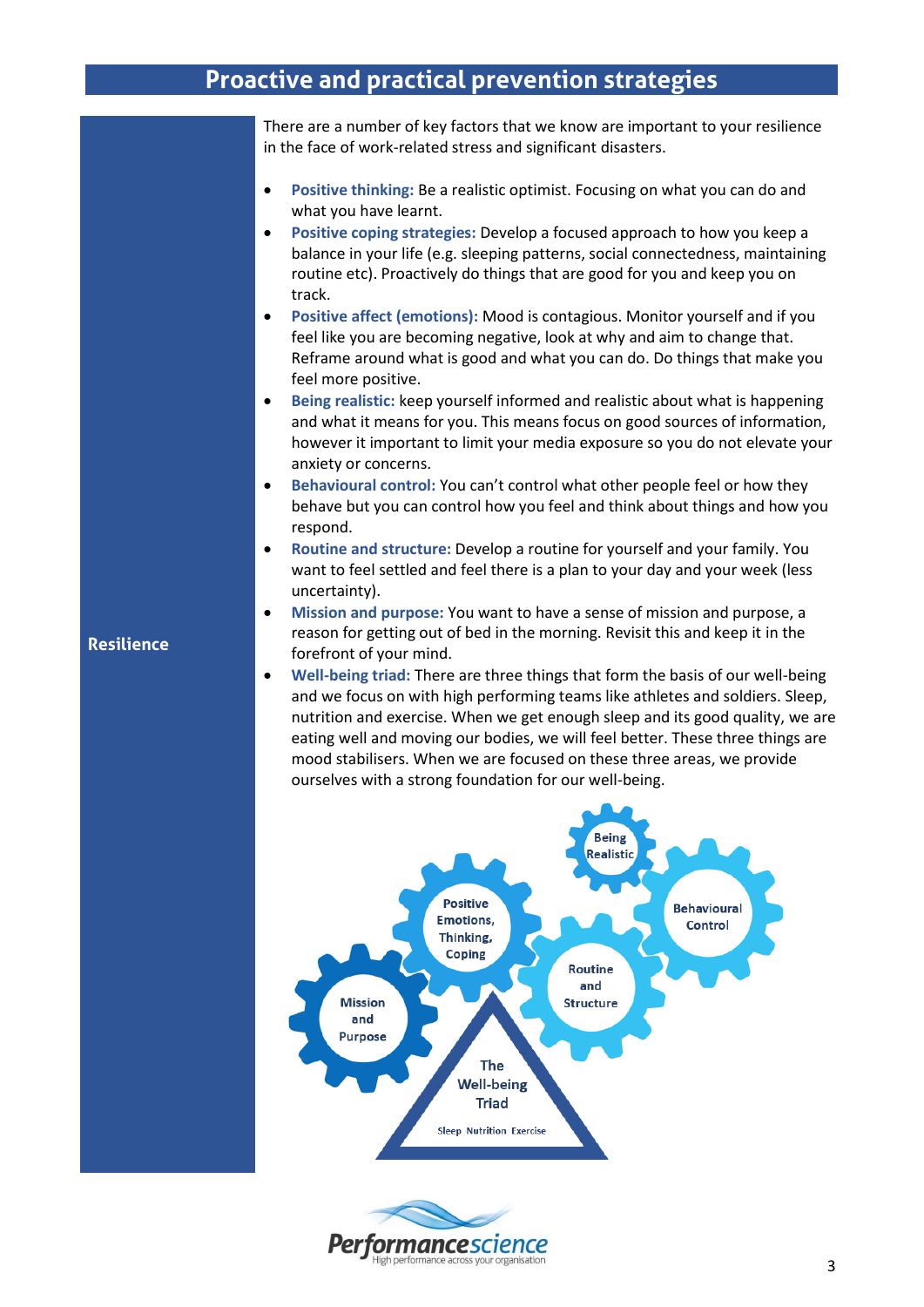# Proactive and practical prevention strategies

## Resilience

There are a number of key factors that we know are important to your resilience in the face of work-related stress and significant disasters.

- **Positive thinking:** Be a realistic optimist. Focusing on what you can do and what you have learnt.
- **Positive coping strategies:** Develop a focused approach to how you keep a balance in your life (e.g. sleeping patterns, social connectedness, maintaining routine etc). Proactively do things that are good for you and keep you on track.
- **Positive affect (emotions):** Mood is contagious. Monitor yourself and if you feel like you are becoming negative, look at why and aim to change that. Reframe around what is good and what you can do. Do things that make you feel more positive.
- **Being realistic:** keep yourself informed and realistic about what is happening and what it means for you. This means focus on good sources of information, however it important to limit your media exposure so you do not elevate your anxiety or concerns.
- **Behavioural control:** You can't control what other people feel or how they behave but you can control how you feel and think about things and how you respond.
- **Routine and structure:** Develop a routine for yourself and your family. You want to feel settled and feel there is a plan to your day and your week (less uncertainty).
- **Mission and purpose:** You want to have a sense of mission and purpose, a reason for getting out of bed in the morning. Revisit this and keep it in the forefront of your mind.
- **Well-being triad:** There are three things that form the basis of our well-being and we focus on with high performing teams like athletes and soldiers. Sleep, nutrition and exercise. When we get enough sleep and its good quality, we are eating well and moving our bodies, we will feel better. These three things are mood stabilisers. When we are focused on these three areas, we provide ourselves with a strong foundation for our well-being.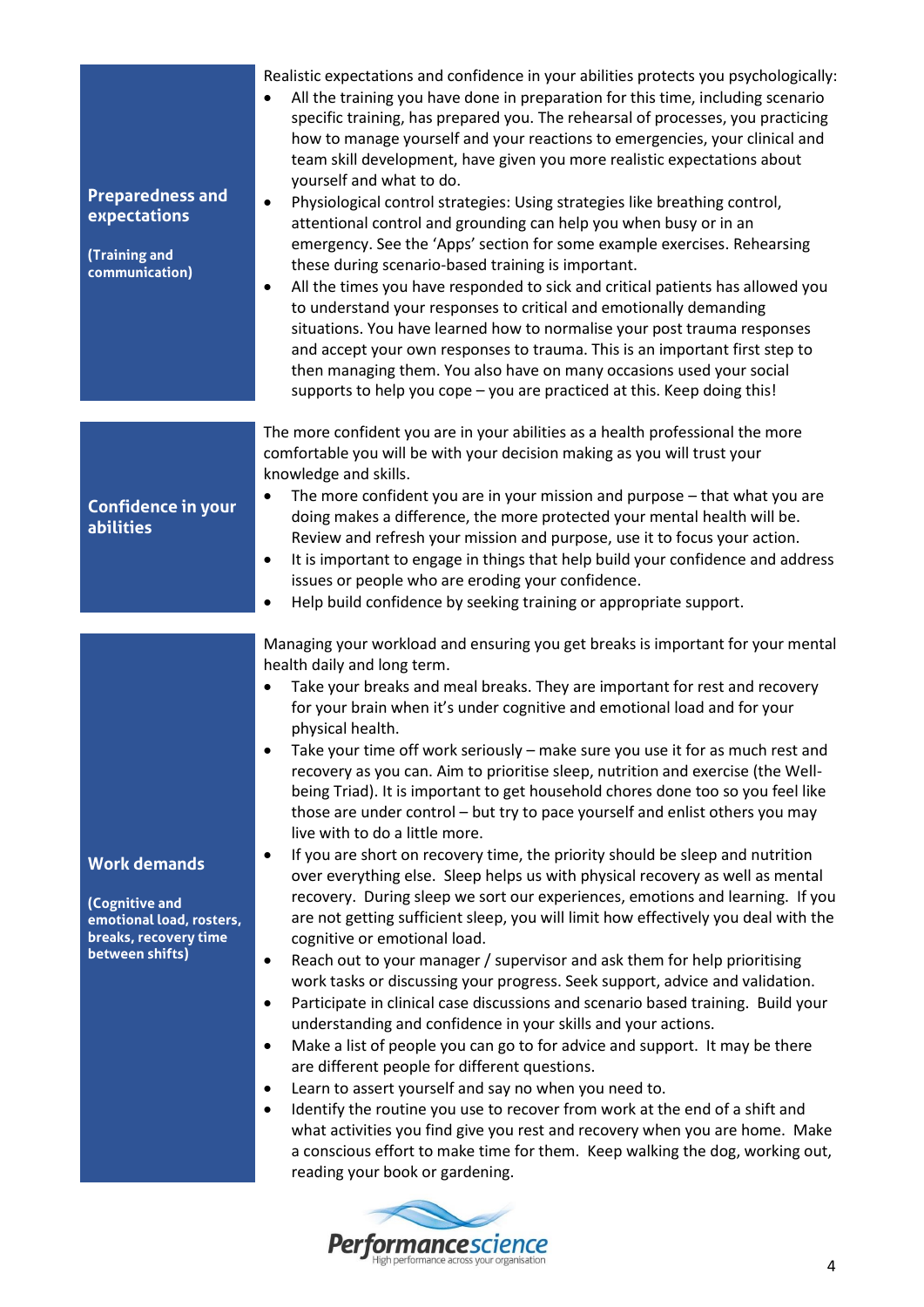| | |
|---|---|
| **Preparedness and expectations** (Training and communication) | Realistic expectations and confidence in your abilities protects you psychologically:<br>• All the training you have done in preparation for this time, including scenario specific training, has prepared you. The rehearsal of processes, you practicing how to manage yourself and your reactions to emergencies, your clinical and team skill development, have given you more realistic expectations about yourself and what to do.<br>• Physiological control strategies: Using strategies like breathing control, attentional control and grounding can help you when busy or in an emergency. See the 'Apps' section for some example exercises. Rehearsing these during scenario-based training is important.<br>• All the times you have responded to sick and critical patients has allowed you to understand your responses to critical and emotionally demanding situations. You have learned how to normalise your post trauma responses and accept your own responses to trauma. This is an important first step to then managing them. You also have on many occasions used your social supports to help you cope – you are practiced at this. Keep doing this! |
| **Confidence in your abilities** | The more confident you are in your abilities as a health professional the more comfortable you will be with your decision making as you will trust your knowledge and skills.<br>• The more confident you are in your mission and purpose – that what you are doing makes a difference, the more protected your mental health will be. Review and refresh your mission and purpose, use it to focus your action.<br>• It is important to engage in things that help build your confidence and address issues or people who are eroding your confidence.<br>• Help build confidence by seeking training or appropriate support. |
| **Work demands** (Cognitive and emotional load, rosters, breaks, recovery time between shifts) | Managing your workload and ensuring you get breaks is important for your mental health daily and long term.<br>• Take your breaks and meal breaks. They are important for rest and recovery for your brain when it's under cognitive and emotional load and for your physical health.<br>• Take your time off work seriously – make sure you use it for as much rest and recovery as you can. Aim to prioritise sleep, nutrition and exercise (the Well-being Triad). It is important to get household chores done too so you feel like those are under control – but try to pace yourself and enlist others you may live with to do a little more.<br>• If you are short on recovery time, the priority should be sleep and nutrition over everything else. Sleep helps us with physical recovery as well as mental recovery. During sleep we sort our experiences, emotions and learning. If you are not getting sufficient sleep, you will limit how effectively you deal with the cognitive or emotional load.<br>• Reach out to your manager / supervisor and ask them for help prioritising work tasks or discussing your progress. Seek support, advice and validation.<br>• Participate in clinical case discussions and scenario based training. Build your understanding and confidence in your skills and your actions.<br>• Make a list of people you can go to for advice and support. It may be there are different people for different questions.<br>• Learn to assert yourself and say no when you need to.<br>• Identify the routine you use to recover from work at the end of a shift and what activities you find give you rest and recovery when you are home. Make a conscious effort to make time for them. Keep walking the dog, working out, reading your book or gardening. |

Performancescience
High performance across your organisation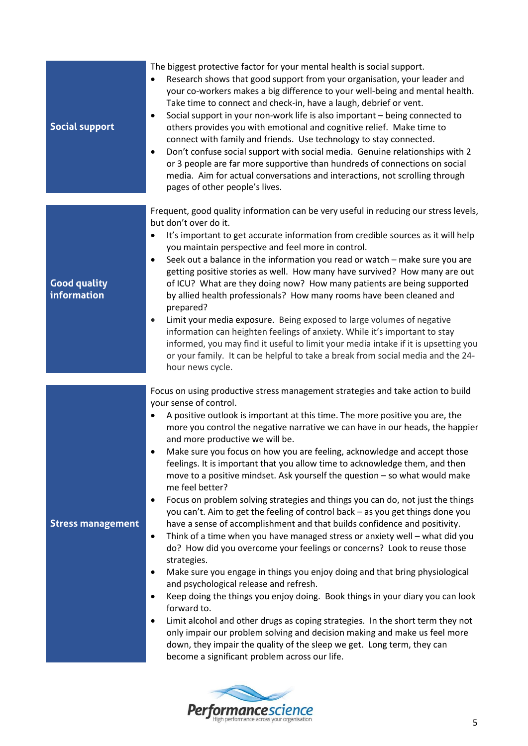## Social support

The biggest protective factor for your mental health is social support.

- Research shows that good support from your organisation, your leader and your co-workers makes a big difference to your well-being and mental health. Take time to connect and check-in, have a laugh, debrief or vent.
- Social support in your non-work life is also important – being connected to others provides you with emotional and cognitive relief. Make time to connect with family and friends. Use technology to stay connected.
- Don't confuse social support with social media. Genuine relationships with 2 or 3 people are far more supportive than hundreds of connections on social media. Aim for actual conversations and interactions, not scrolling through pages of other people's lives.

## Good quality information

Frequent, good quality information can be very useful in reducing our stress levels, but don't over do it.

- It's important to get accurate information from credible sources as it will help you maintain perspective and feel more in control.
- Seek out a balance in the information you read or watch – make sure you are getting positive stories as well. How many have survived? How many are out of ICU? What are they doing now? How many patients are being supported by allied health professionals? How many rooms have been cleaned and prepared?
- Limit your media exposure. Being exposed to large volumes of negative information can heighten feelings of anxiety. While it's important to stay informed, you may find it useful to limit your media intake if it is upsetting you or your family. It can be helpful to take a break from social media and the 24-hour news cycle.

## Stress management

Focus on using productive stress management strategies and take action to build your sense of control.

- A positive outlook is important at this time. The more positive you are, the more you control the negative narrative we can have in our heads, the happier and more productive we will be.
- Make sure you focus on how you are feeling, acknowledge and accept those feelings. It is important that you allow time to acknowledge them, and then move to a positive mindset. Ask yourself the question – so what would make me feel better?
- Focus on problem solving strategies and things you can do, not just the things you can't. Aim to get the feeling of control back – as you get things done you have a sense of accomplishment and that builds confidence and positivity.
- Think of a time when you have managed stress or anxiety well – what did you do? How did you overcome your feelings or concerns? Look to reuse those strategies.
- Make sure you engage in things you enjoy doing and that bring physiological and psychological release and refresh.
- Keep doing the things you enjoy doing. Book things in your diary you can look forward to.
- Limit alcohol and other drugs as coping strategies. In the short term they not only impair our problem solving and decision making and make us feel more down, they impair the quality of the sleep we get. Long term, they can become a significant problem across our life.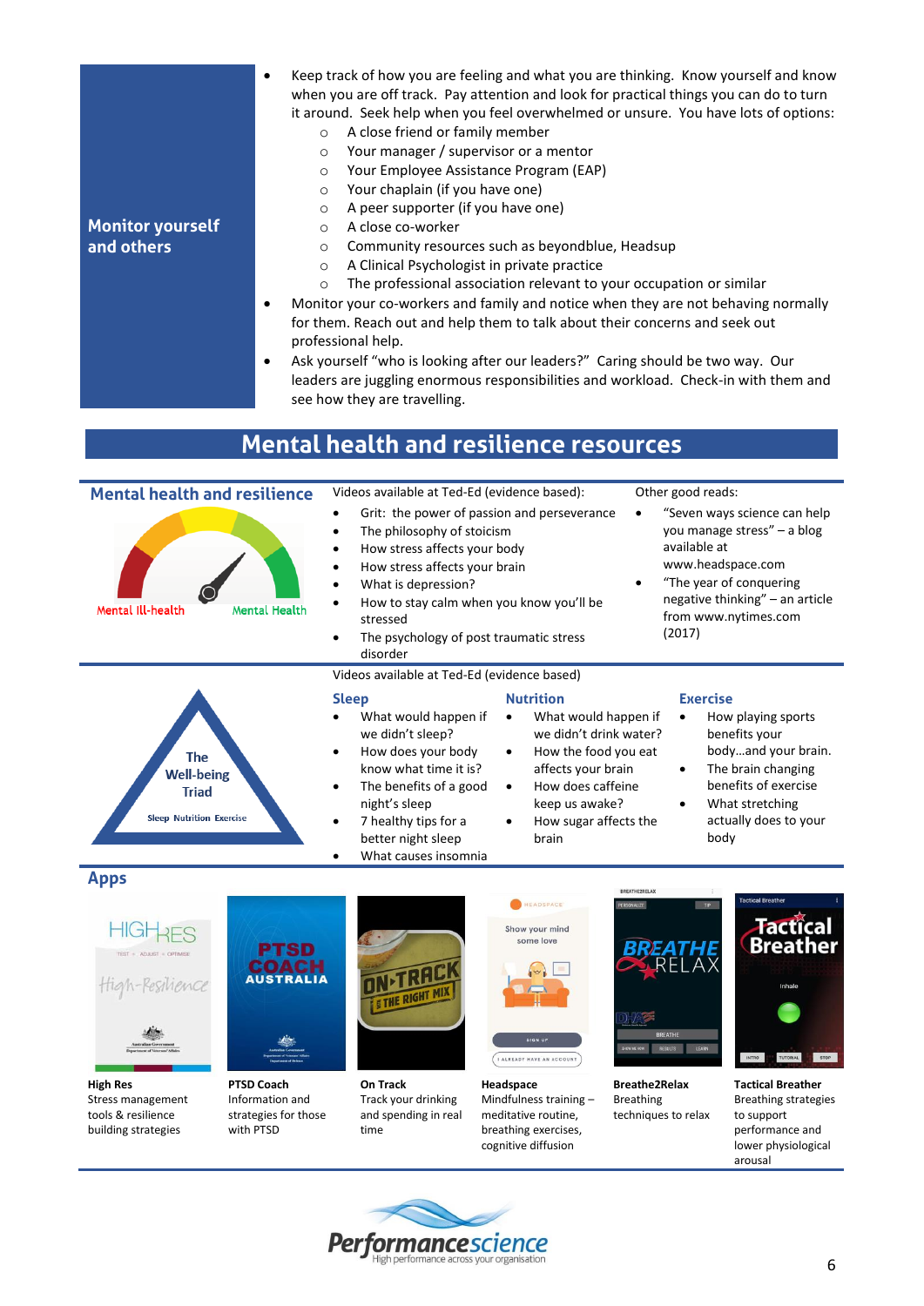**Monitor yourself and others**

- Keep track of how you are feeling and what you are thinking. Know yourself and know when you are off track. Pay attention and look for practical things you can do to turn it around. Seek help when you feel overwhelmed or unsure. You have lots of options:
  - A close friend or family member
  - Your manager / supervisor or a mentor
  - Your Employee Assistance Program (EAP)
  - Your chaplain (if you have one)
  - A peer supporter (if you have one)
  - A close co-worker
  - Community resources such as beyondblue, Headsup
  - A Clinical Psychologist in private practice
  - The professional association relevant to your occupation or similar
- Monitor your co-workers and family and notice when they are not behaving normally for them. Reach out and help them to talk about their concerns and seek out professional help.
- Ask yourself "who is looking after our leaders?" Caring should be two way. Our leaders are juggling enormous responsibilities and workload. Check-in with them and see how they are travelling.

# Mental health and resilience resources

## Mental health and resilience

Mental Ill-health — Mental Health

Videos available at Ted-Ed (evidence based):

- Grit: the power of passion and perseverance
- The philosophy of stoicism
- How stress affects your body
- How stress affects your brain
- What is depression?
- How to stay calm when you know you'll be stressed
- The psychology of post traumatic stress disorder

Other good reads:

- "Seven ways science can help you manage stress" – a blog available at www.headspace.com
- "The year of conquering negative thinking" – an article from www.nytimes.com (2017)

## The Well-being Triad

Sleep Nutrition Exercise

Videos available at Ted-Ed (evidence based)

### Sleep

- What would happen if we didn't sleep?
- How does your body know what time it is?
- The benefits of a good night's sleep
- 7 healthy tips for a better night sleep
- What causes insomnia

### Nutrition

- What would happen if we didn't drink water?
- How the food you eat affects your brain
- How does caffeine keep us awake?
- How sugar affects the brain

### Exercise

- How playing sports benefits your body…and your brain.
- The brain changing benefits of exercise
- What stretching actually does to your body

## Apps

**High Res**
Stress management tools & resilience building strategies

**PTSD Coach**
Information and strategies for those with PTSD

**On Track**
Track your drinking and spending in real time

**Headspace**
Mindfulness training – meditative routine, breathing exercises, cognitive diffusion

**Breathe2Relax**
Breathing techniques to relax

**Tactical Breather**
Breathing strategies to support performance and lower physiological arousal

Performancescience
High performance across your organisation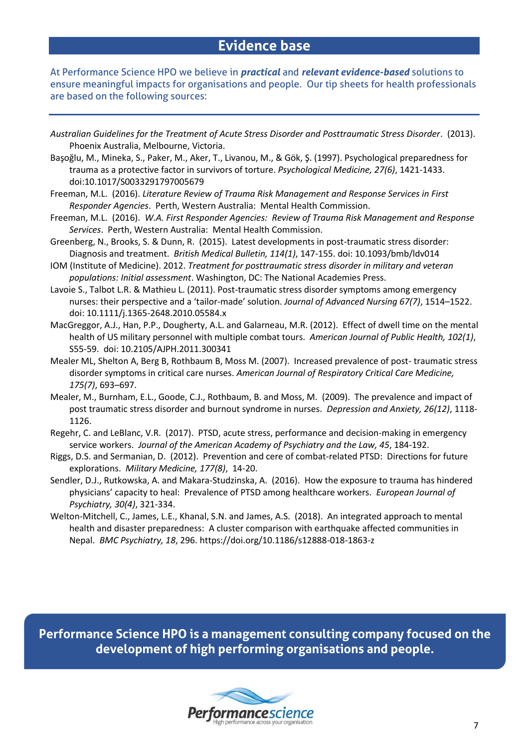## Evidence base

At Performance Science HPO we believe in ***practical*** and ***relevant evidence-based*** solutions to ensure meaningful impacts for organisations and people. Our tip sheets for health professionals are based on the following sources:

*Australian Guidelines for the Treatment of Acute Stress Disorder and Posttraumatic Stress Disorder*. (2013). Phoenix Australia, Melbourne, Victoria.

Başoğlu, M., Mineka, S., Paker, M., Aker, T., Livanou, M., & Gök, Ş. (1997). Psychological preparedness for trauma as a protective factor in survivors of torture. *Psychological Medicine, 27(6)*, 1421-1433. doi:10.1017/S0033291797005679

Freeman, M.L. (2016). *Literature Review of Trauma Risk Management and Response Services in First Responder Agencies*. Perth, Western Australia: Mental Health Commission.

Freeman, M.L. (2016). *W.A. First Responder Agencies: Review of Trauma Risk Management and Response Services*. Perth, Western Australia: Mental Health Commission.

Greenberg, N., Brooks, S. & Dunn, R. (2015). Latest developments in post-traumatic stress disorder: Diagnosis and treatment. *British Medical Bulletin, 114(1)*, 147-155. doi: 10.1093/bmb/ldv014

IOM (Institute of Medicine). 2012. *Treatment for posttraumatic stress disorder in military and veteran populations: Initial assessment*. Washington, DC: The National Academies Press.

Lavoie S., Talbot L.R. & Mathieu L. (2011). Post-traumatic stress disorder symptoms among emergency nurses: their perspective and a 'tailor-made' solution. *Journal of Advanced Nursing 67(7)*, 1514–1522. doi: 10.1111/j.1365-2648.2010.05584.x

MacGreggor, A.J., Han, P.P., Dougherty, A.L. and Galarneau, M.R. (2012). Effect of dwell time on the mental health of US military personnel with multiple combat tours. *American Journal of Public Health, 102(1)*, S55-59. doi: 10.2105/AJPH.2011.300341

Mealer ML, Shelton A, Berg B, Rothbaum B, Moss M. (2007). Increased prevalence of post- traumatic stress disorder symptoms in critical care nurses. *American Journal of Respiratory Critical Care Medicine, 175(7)*, 693–697.

Mealer, M., Burnham, E.L., Goode, C.J., Rothbaum, B. and Moss, M. (2009). The prevalence and impact of post traumatic stress disorder and burnout syndrome in nurses. *Depression and Anxiety, 26(12)*, 1118-1126.

Regehr, C. and LeBlanc, V.R. (2017). PTSD, acute stress, performance and decision-making in emergency service workers. *Journal of the American Academy of Psychiatry and the Law, 45*, 184-192.

Riggs, D.S. and Sermanian, D. (2012). Prevention and cere of combat-related PTSD: Directions for future explorations. *Military Medicine, 177(8)*, 14-20.

Sendler, D.J., Rutkowska, A. and Makara-Studzinska, A. (2016). How the exposure to trauma has hindered physicians' capacity to heal: Prevalence of PTSD among healthcare workers. *European Journal of Psychiatry, 30(4)*, 321-334.

Welton-Mitchell, C., James, L.E., Khanal, S.N. and James, A.S. (2018). An integrated approach to mental health and disaster preparedness: A cluster comparison with earthquake affected communities in Nepal. *BMC Psychiatry, 18*, 296. https://doi.org/10.1186/s12888-018-1863-z

**Performance Science HPO is a management consulting company focused on the development of high performing organisations and people.**

Performancescience
High performance across your organisation